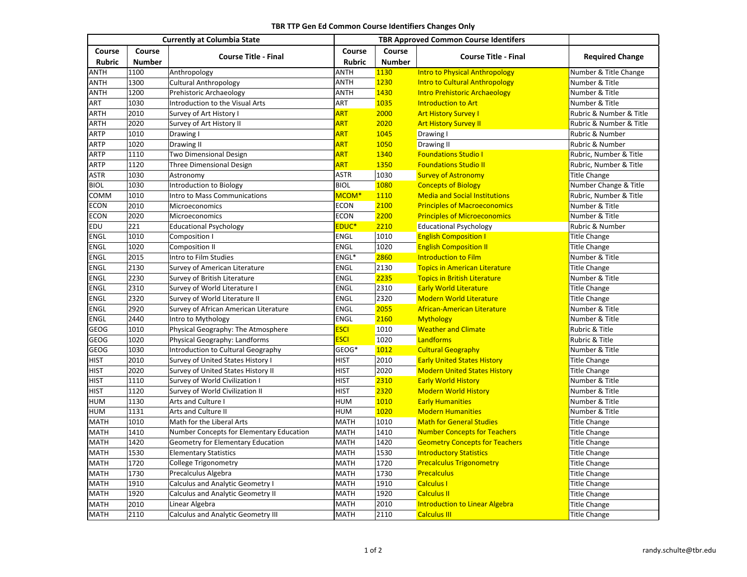**TBR TTP Gen Ed Common Course Identifiers Changes Only**

| Currently at Columbia State | | | TBR Approved Common Course Identifers | | | |
|---|---|---|---|---|---|---|
| Course Rubric | Course Number | Course Title - Final | Course Rubric | Course Number | Course Title - Final | Required Change |
| ANTH | 1100 | Anthropology | ANTH | 1130 | Intro to Physical Anthropology | Number & Title Change |
| ANTH | 1300 | Cultural Anthropology | ANTH | 1230 | Intro to Cultural Anthropology | Number & Title |
| ANTH | 1200 | Prehistoric Archaeology | ANTH | 1430 | Intro Prehistoric Archaeology | Number & Title |
| ART | 1030 | Introduction to the Visual Arts | ART | 1035 | Introduction to Art | Number & Title |
| ARTH | 2010 | Survey of Art History I | ART | 2000 | Art History Survey I | Rubric & Number & Title |
| ARTH | 2020 | Survey of Art History II | ART | 2020 | Art History Survey II | Rubric & Number & Title |
| ARTP | 1010 | Drawing I | ART | 1045 | Drawing I | Rubric & Number |
| ARTP | 1020 | Drawing II | ART | 1050 | Drawing II | Rubric & Number |
| ARTP | 1110 | Two Dimensional Design | ART | 1340 | Foundations Studio I | Rubric, Number & Title |
| ARTP | 1120 | Three Dimensional Design | ART | 1350 | Foundations Studio II | Rubric, Number & Title |
| ASTR | 1030 | Astronomy | ASTR | 1030 | Survey of Astronomy | Title Change |
| BIOL | 1030 | Introduction to Biology | BIOL | 1080 | Concepts of Biology | Number Change & Title |
| COMM | 1010 | Intro to Mass Communications | MCOM* | 1110 | Media and Social Institutions | Rubric, Number & Title |
| ECON | 2010 | Microeconomics | ECON | 2100 | Principles of Macroeconomics | Number & Title |
| ECON | 2020 | Microeconomics | ECON | 2200 | Principles of Microeconomics | Number & Title |
| EDU | 221 | Educational Psychology | EDUC* | 2210 | Educational Psychology | Rubric & Number |
| ENGL | 1010 | Composition I | ENGL | 1010 | English Composition I | Title Change |
| ENGL | 1020 | Composition II | ENGL | 1020 | English Composition II | Title Change |
| ENGL | 2015 | Intro to Film Studies | ENGL* | 2860 | Introduction to Film | Number & Title |
| ENGL | 2130 | Survey of American Literature | ENGL | 2130 | Topics in American Literature | Title Change |
| ENGL | 2230 | Survey of British Literature | ENGL | 2235 | Topics in British Literature | Number & Title |
| ENGL | 2310 | Survey of World Literature I | ENGL | 2310 | Early World Literature | Title Change |
| ENGL | 2320 | Survey of World Literature II | ENGL | 2320 | Modern World Literature | Title Change |
| ENGL | 2920 | Survey of African American Literature | ENGL | 2055 | African-American Literature | Number & Title |
| ENGL | 2440 | Intro to Mythology | ENGL | 2160 | Mythology | Number & Title |
| GEOG | 1010 | Physical Geography: The Atmosphere | ESCI | 1010 | Weather and Climate | Rubric & Title |
| GEOG | 1020 | Physical Geography: Landforms | ESCI | 1020 | Landforms | Rubric & Title |
| GEOG | 1030 | Introduction to Cultural Geography | GEOG* | 1012 | Cultural Geography | Number & Title |
| HIST | 2010 | Survey of United States History I | HIST | 2010 | Early United States History | Title Change |
| HIST | 2020 | Survey of United States History II | HIST | 2020 | Modern United States History | Title Change |
| HIST | 1110 | Survey of World Civilization I | HIST | 2310 | Early World History | Number & Title |
| HIST | 1120 | Survey of World Civilization II | HIST | 2320 | Modern World History | Number & Title |
| HUM | 1130 | Arts and Culture I | HUM | 1010 | Early Humanities | Number & Title |
| HUM | 1131 | Arts and Culture II | HUM | 1020 | Modern Humanities | Number & Title |
| MATH | 1010 | Math for the Liberal Arts | MATH | 1010 | Math for General Studies | Title Change |
| MATH | 1410 | Number Concepts for Elementary Education | MATH | 1410 | Number Concepts for Teachers | Title Change |
| MATH | 1420 | Geometry for Elementary Education | MATH | 1420 | Geometry Concepts for Teachers | Title Change |
| MATH | 1530 | Elementary Statistics | MATH | 1530 | Introductory Statistics | Title Change |
| MATH | 1720 | College Trigonometry | MATH | 1720 | Precalculus Trigonometry | Title Change |
| MATH | 1730 | Precalculus Algebra | MATH | 1730 | Precalculus | Title Change |
| MATH | 1910 | Calculus and Analytic Geometry I | MATH | 1910 | Calculus I | Title Change |
| MATH | 1920 | Calculus and Analytic Geometry II | MATH | 1920 | Calculus II | Title Change |
| MATH | 2010 | Linear Algebra | MATH | 2010 | Introduction to Linear Algebra | Title Change |
| MATH | 2110 | Calculus and Analytic Geometry III | MATH | 2110 | Calculus III | Title Change |

randy.schulte@tbr.edu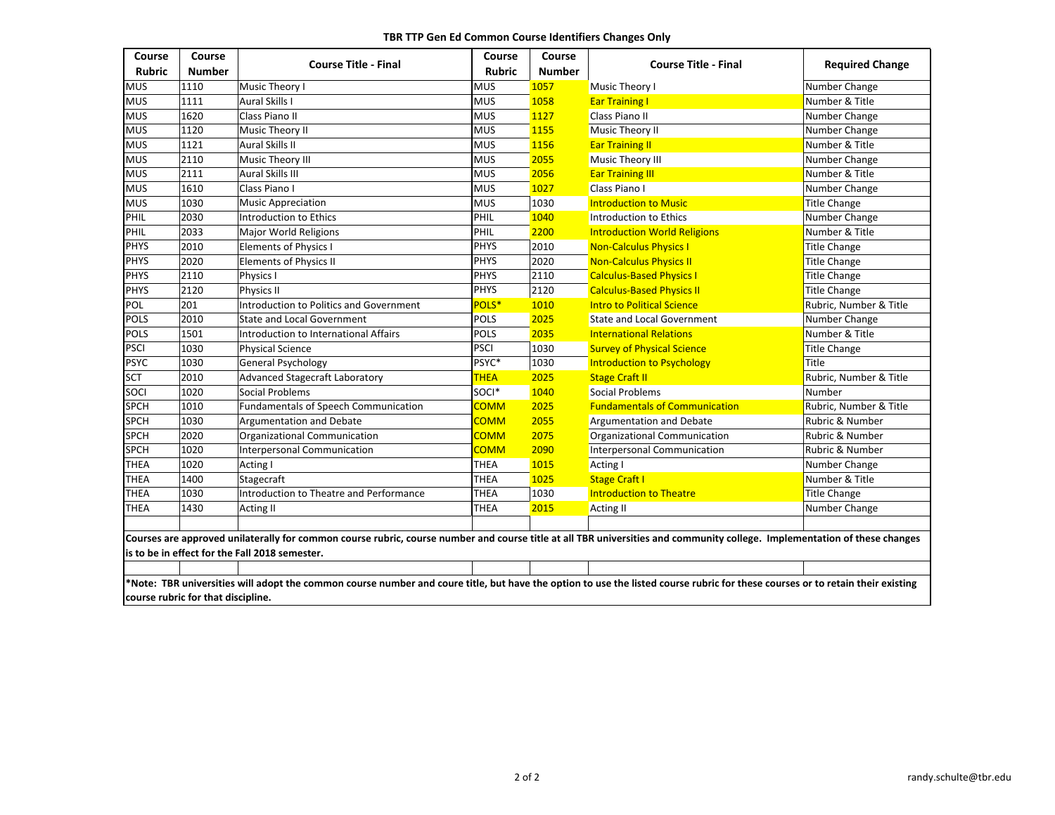**TBR TTP Gen Ed Common Course Identifiers Changes Only**

| Course Rubric | Course Number | Course Title - Final | Course Rubric | Course Number | Course Title - Final | Required Change |
|---|---|---|---|---|---|---|
| MUS | 1110 | Music Theory I | MUS | 1057 | Music Theory I | Number Change |
| MUS | 1111 | Aural Skills I | MUS | 1058 | Ear Training I | Number & Title |
| MUS | 1620 | Class Piano II | MUS | 1127 | Class Piano II | Number Change |
| MUS | 1120 | Music Theory II | MUS | 1155 | Music Theory II | Number Change |
| MUS | 1121 | Aural Skills II | MUS | 1156 | Ear Training II | Number & Title |
| MUS | 2110 | Music Theory III | MUS | 2055 | Music Theory III | Number Change |
| MUS | 2111 | Aural Skills III | MUS | 2056 | Ear Training III | Number & Title |
| MUS | 1610 | Class Piano I | MUS | 1027 | Class Piano I | Number Change |
| MUS | 1030 | Music Appreciation | MUS | 1030 | Introduction to Music | Title Change |
| PHIL | 2030 | Introduction to Ethics | PHIL | 1040 | Introduction to Ethics | Number Change |
| PHIL | 2033 | Major World Religions | PHIL | 2200 | Introduction World Religions | Number & Title |
| PHYS | 2010 | Elements of Physics I | PHYS | 2010 | Non-Calculus Physics I | Title Change |
| PHYS | 2020 | Elements of Physics II | PHYS | 2020 | Non-Calculus Physics II | Title Change |
| PHYS | 2110 | Physics I | PHYS | 2110 | Calculus-Based Physics I | Title Change |
| PHYS | 2120 | Physics II | PHYS | 2120 | Calculus-Based Physics II | Title Change |
| POL | 201 | Introduction to Politics and Government | POLS* | 1010 | Intro to Political Science | Rubric, Number & Title |
| POLS | 2010 | State and Local Government | POLS | 2025 | State and Local Government | Number Change |
| POLS | 1501 | Introduction to International Affairs | POLS | 2035 | International Relations | Number & Title |
| PSCI | 1030 | Physical Science | PSCI | 1030 | Survey of Physical Science | Title Change |
| PSYC | 1030 | General Psychology | PSYC* | 1030 | Introduction to Psychology | Title |
| SCT | 2010 | Advanced Stagecraft Laboratory | THEA | 2025 | Stage Craft II | Rubric, Number & Title |
| SOCI | 1020 | Social Problems | SOCI* | 1040 | Social Problems | Number |
| SPCH | 1010 | Fundamentals of Speech Communication | COMM | 2025 | Fundamentals of Communication | Rubric, Number & Title |
| SPCH | 1030 | Argumentation and Debate | COMM | 2055 | Argumentation and Debate | Rubric & Number |
| SPCH | 2020 | Organizational Communication | COMM | 2075 | Organizational Communication | Rubric & Number |
| SPCH | 1020 | Interpersonal Communication | COMM | 2090 | Interpersonal Communication | Rubric & Number |
| THEA | 1020 | Acting I | THEA | 1015 | Acting I | Number Change |
| THEA | 1400 | Stagecraft | THEA | 1025 | Stage Craft I | Number & Title |
| THEA | 1030 | Introduction to Theatre and Performance | THEA | 1030 | Introduction to Theatre | Title Change |
| THEA | 1430 | Acting II | THEA | 2015 | Acting II | Number Change |

**Courses are approved unilaterally for common course rubric, course number and course title at all TBR universities and community college. Implementation of these changes is to be in effect for the Fall 2018 semester.**

**\*Note: TBR universities will adopt the common course number and coure title, but have the option to use the listed course rubric for these courses or to retain their existing course rubric for that discipline.**

randy.schulte@tbr.edu